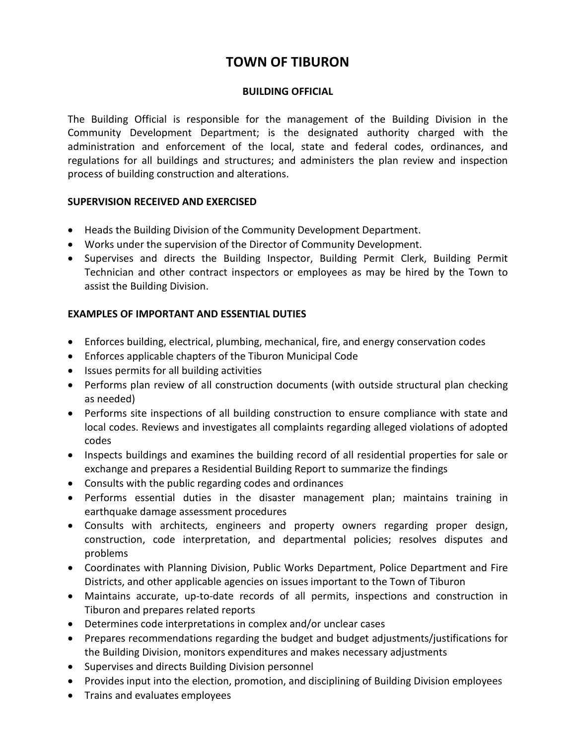# TOWN OF TIBURON

## BUILDING OFFICIAL

The Building Official is responsible for the management of the Building Division in the Community Development Department; is the designated authority charged with the administration and enforcement of the local, state and federal codes, ordinances, and regulations for all buildings and structures; and administers the plan review and inspection process of building construction and alterations.

### SUPERVISION RECEIVED AND EXERCISED

- Heads the Building Division of the Community Development Department.
- Works under the supervision of the Director of Community Development.
- Supervises and directs the Building Inspector, Building Permit Clerk, Building Permit Technician and other contract inspectors or employees as may be hired by the Town to assist the Building Division.

### EXAMPLES OF IMPORTANT AND ESSENTIAL DUTIES

- Enforces building, electrical, plumbing, mechanical, fire, and energy conservation codes
- Enforces applicable chapters of the Tiburon Municipal Code
- Issues permits for all building activities
- Performs plan review of all construction documents (with outside structural plan checking as needed)
- Performs site inspections of all building construction to ensure compliance with state and local codes. Reviews and investigates all complaints regarding alleged violations of adopted codes
- Inspects buildings and examines the building record of all residential properties for sale or exchange and prepares a Residential Building Report to summarize the findings
- Consults with the public regarding codes and ordinances
- Performs essential duties in the disaster management plan; maintains training in earthquake damage assessment procedures
- Consults with architects, engineers and property owners regarding proper design, construction, code interpretation, and departmental policies; resolves disputes and problems
- Coordinates with Planning Division, Public Works Department, Police Department and Fire Districts, and other applicable agencies on issues important to the Town of Tiburon
- Maintains accurate, up-to-date records of all permits, inspections and construction in Tiburon and prepares related reports
- Determines code interpretations in complex and/or unclear cases
- Prepares recommendations regarding the budget and budget adjustments/justifications for the Building Division, monitors expenditures and makes necessary adjustments
- Supervises and directs Building Division personnel
- Provides input into the election, promotion, and disciplining of Building Division employees
- Trains and evaluates employees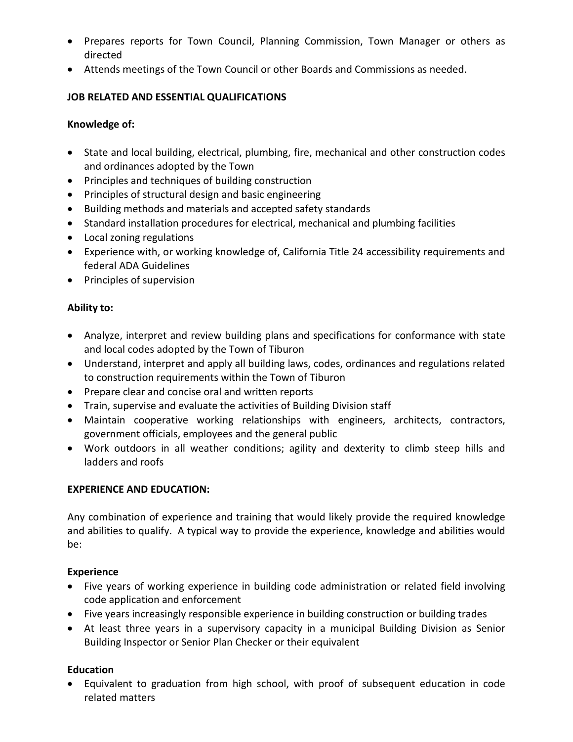- Prepares reports for Town Council, Planning Commission, Town Manager or others as directed
- Attends meetings of the Town Council or other Boards and Commissions as needed.

**JOB RELATED AND ESSENTIAL QUALIFICATIONS**

**Knowledge of:**

- State and local building, electrical, plumbing, fire, mechanical and other construction codes and ordinances adopted by the Town
- Principles and techniques of building construction
- Principles of structural design and basic engineering
- Building methods and materials and accepted safety standards
- Standard installation procedures for electrical, mechanical and plumbing facilities
- Local zoning regulations
- Experience with, or working knowledge of, California Title 24 accessibility requirements and federal ADA Guidelines
- Principles of supervision

**Ability to:**

- Analyze, interpret and review building plans and specifications for conformance with state and local codes adopted by the Town of Tiburon
- Understand, interpret and apply all building laws, codes, ordinances and regulations related to construction requirements within the Town of Tiburon
- Prepare clear and concise oral and written reports
- Train, supervise and evaluate the activities of Building Division staff
- Maintain cooperative working relationships with engineers, architects, contractors, government officials, employees and the general public
- Work outdoors in all weather conditions; agility and dexterity to climb steep hills and ladders and roofs

**EXPERIENCE AND EDUCATION:**

Any combination of experience and training that would likely provide the required knowledge and abilities to qualify. A typical way to provide the experience, knowledge and abilities would be:

**Experience**

- Five years of working experience in building code administration or related field involving code application and enforcement
- Five years increasingly responsible experience in building construction or building trades
- At least three years in a supervisory capacity in a municipal Building Division as Senior Building Inspector or Senior Plan Checker or their equivalent

**Education**

- Equivalent to graduation from high school, with proof of subsequent education in code related matters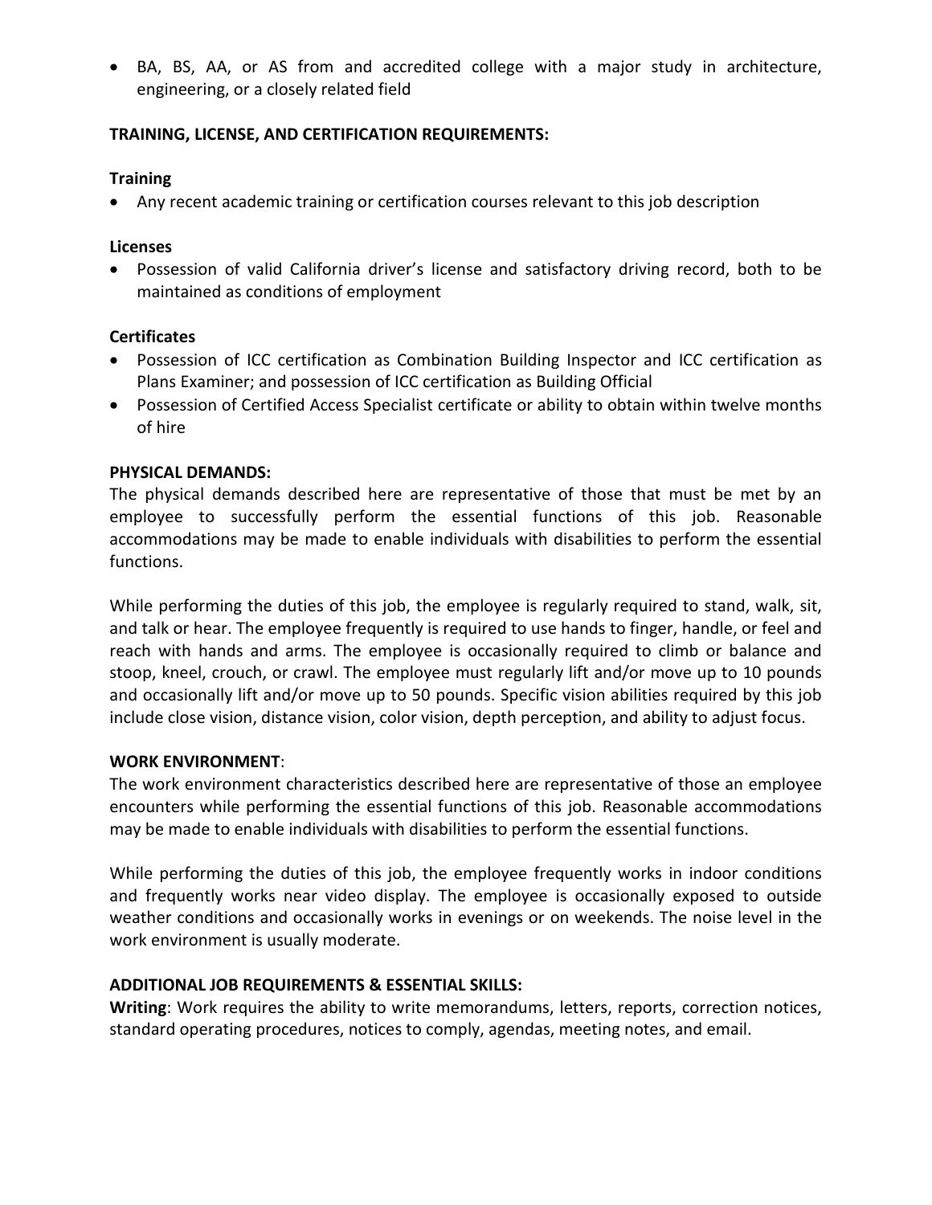- BA, BS, AA, or AS from and accredited college with a major study in architecture, engineering, or a closely related field

**TRAINING, LICENSE, AND CERTIFICATION REQUIREMENTS:**

**Training**

- Any recent academic training or certification courses relevant to this job description

**Licenses**

- Possession of valid California driver's license and satisfactory driving record, both to be maintained as conditions of employment

**Certificates**

- Possession of ICC certification as Combination Building Inspector and ICC certification as Plans Examiner; and possession of ICC certification as Building Official
- Possession of Certified Access Specialist certificate or ability to obtain within twelve months of hire

**PHYSICAL DEMANDS:**

The physical demands described here are representative of those that must be met by an employee to successfully perform the essential functions of this job. Reasonable accommodations may be made to enable individuals with disabilities to perform the essential functions.

While performing the duties of this job, the employee is regularly required to stand, walk, sit, and talk or hear. The employee frequently is required to use hands to finger, handle, or feel and reach with hands and arms. The employee is occasionally required to climb or balance and stoop, kneel, crouch, or crawl. The employee must regularly lift and/or move up to 10 pounds and occasionally lift and/or move up to 50 pounds. Specific vision abilities required by this job include close vision, distance vision, color vision, depth perception, and ability to adjust focus.

**WORK ENVIRONMENT**:

The work environment characteristics described here are representative of those an employee encounters while performing the essential functions of this job. Reasonable accommodations may be made to enable individuals with disabilities to perform the essential functions.

While performing the duties of this job, the employee frequently works in indoor conditions and frequently works near video display. The employee is occasionally exposed to outside weather conditions and occasionally works in evenings or on weekends. The noise level in the work environment is usually moderate.

**ADDITIONAL JOB REQUIREMENTS & ESSENTIAL SKILLS:**

**Writing**: Work requires the ability to write memorandums, letters, reports, correction notices, standard operating procedures, notices to comply, agendas, meeting notes, and email.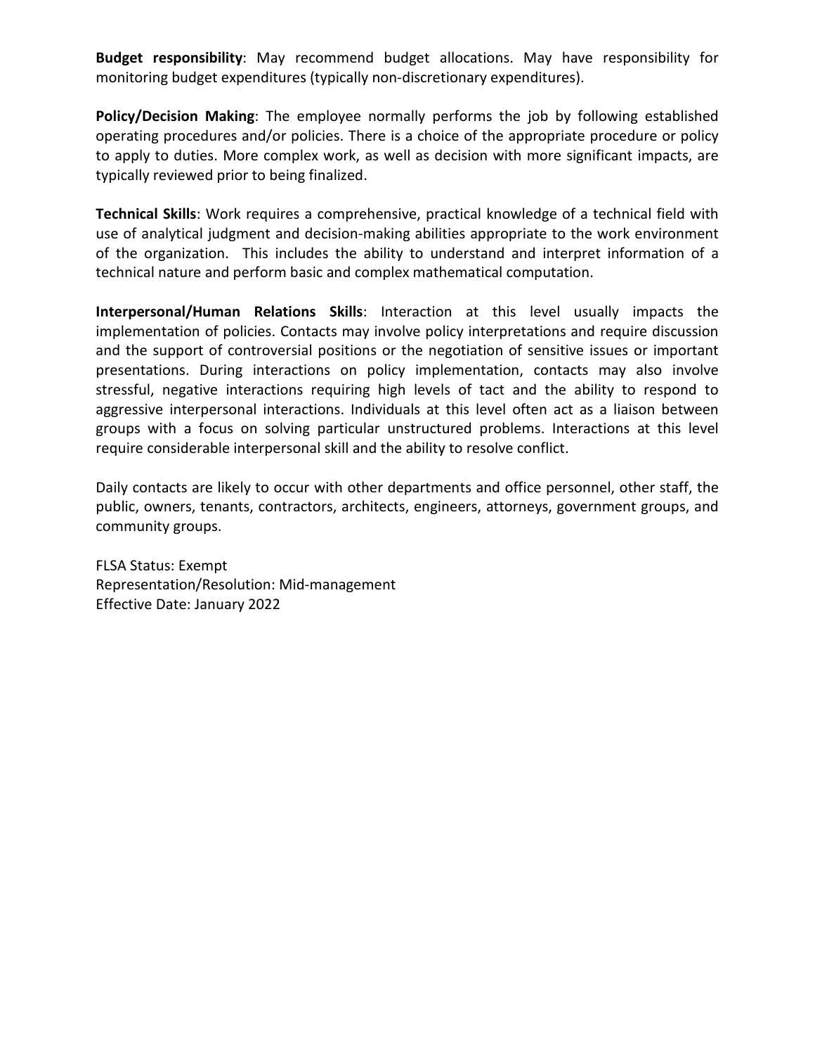**Budget responsibility**: May recommend budget allocations. May have responsibility for monitoring budget expenditures (typically non-discretionary expenditures).

**Policy/Decision Making**: The employee normally performs the job by following established operating procedures and/or policies. There is a choice of the appropriate procedure or policy to apply to duties. More complex work, as well as decision with more significant impacts, are typically reviewed prior to being finalized.

**Technical Skills**: Work requires a comprehensive, practical knowledge of a technical field with use of analytical judgment and decision-making abilities appropriate to the work environment of the organization. This includes the ability to understand and interpret information of a technical nature and perform basic and complex mathematical computation.

**Interpersonal/Human Relations Skills**: Interaction at this level usually impacts the implementation of policies. Contacts may involve policy interpretations and require discussion and the support of controversial positions or the negotiation of sensitive issues or important presentations. During interactions on policy implementation, contacts may also involve stressful, negative interactions requiring high levels of tact and the ability to respond to aggressive interpersonal interactions. Individuals at this level often act as a liaison between groups with a focus on solving particular unstructured problems. Interactions at this level require considerable interpersonal skill and the ability to resolve conflict.

Daily contacts are likely to occur with other departments and office personnel, other staff, the public, owners, tenants, contractors, architects, engineers, attorneys, government groups, and community groups.

FLSA Status: Exempt
Representation/Resolution: Mid-management
Effective Date: January 2022